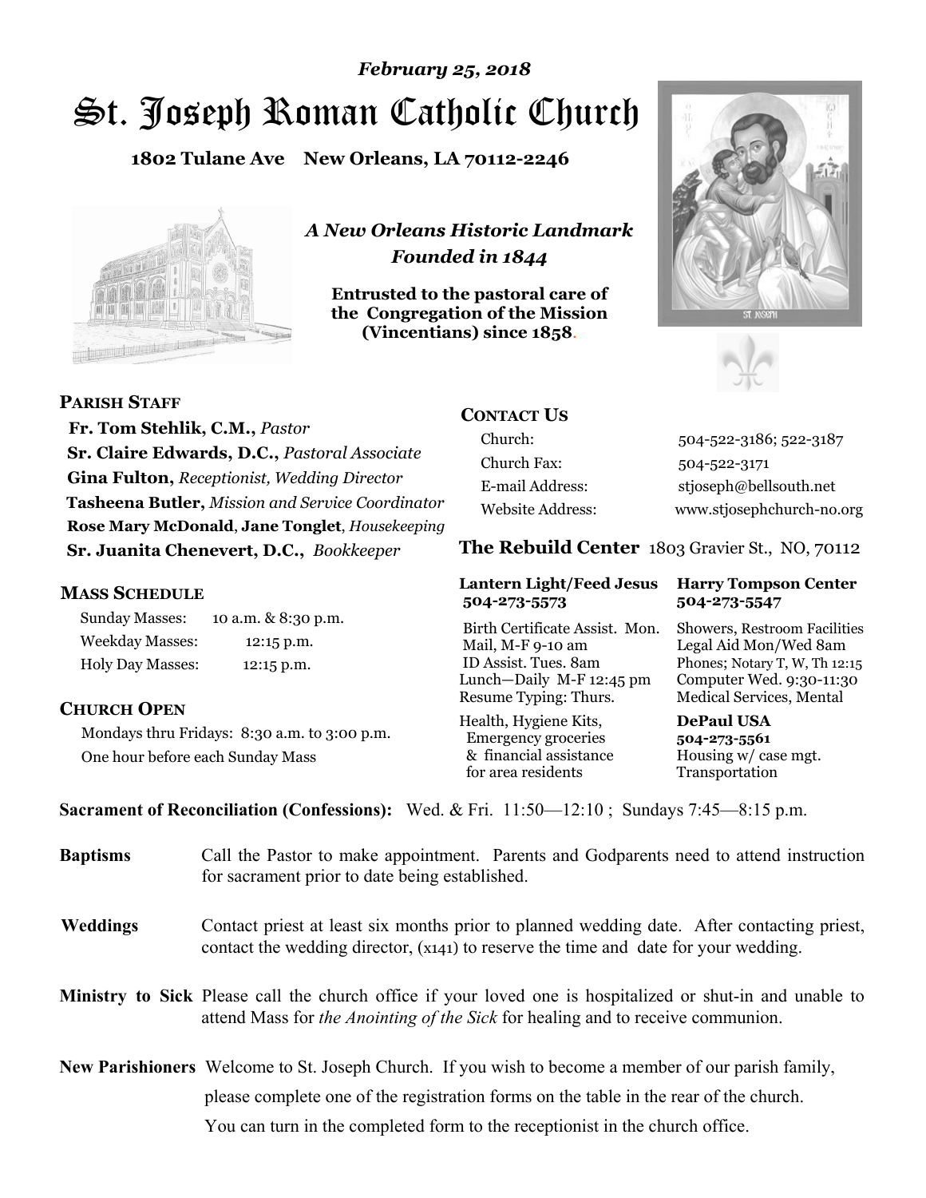*February 25, 2018*

# St. Joseph Roman Catholic Church

**1802 Tulane Ave New Orleans, LA 70112-2246**

*A New Orleans Historic Landmark*
*Founded in 1844*

**Entrusted to the pastoral care of the Congregation of the Mission (Vincentians) since 1858.**

## PARISH STAFF

**Fr. Tom Stehlik, C.M.,** *Pastor*
**Sr. Claire Edwards, D.C.,** *Pastoral Associate*
**Gina Fulton,** *Receptionist, Wedding Director*
**Tasheena Butler,** *Mission and Service Coordinator*
**Rose Mary McDonald**, **Jane Tonglet**, *Housekeeping*
**Sr. Juanita Chenevert, D.C.,** *Bookkeeper*

## MASS SCHEDULE

| | |
|---|---|
| Sunday Masses: | 10 a.m. & 8:30 p.m. |
| Weekday Masses: | 12:15 p.m. |
| Holy Day Masses: | 12:15 p.m. |

## CHURCH OPEN

Mondays thru Fridays: 8:30 a.m. to 3:00 p.m.
One hour before each Sunday Mass

## CONTACT US

| | |
|---|---|
| Church: | 504-522-3186; 522-3187 |
| Church Fax: | 504-522-3171 |
| E-mail Address: | stjoseph@bellsouth.net |
| Website Address: | www.stjosephchurch-no.org |

## The Rebuild Center 1803 Gravier St., NO, 70112

| Lantern Light/Feed Jesus 504-273-5573 | Harry Tompson Center 504-273-5547 |
|---|---|
| Birth Certificate Assist. Mon. Mail, M-F 9-10 am ID Assist. Tues. 8am Lunch—Daily M-F 12:45 pm Resume Typing: Thurs. | Showers, Restroom Facilities Legal Aid Mon/Wed 8am Phones; Notary T, W, Th 12:15 Computer Wed. 9:30-11:30 Medical Services, Mental |
| Health, Hygiene Kits, Emergency groceries & financial assistance for area residents | **DePaul USA 504-273-5561** Housing w/ case mgt. Transportation |

**Sacrament of Reconciliation (Confessions):** Wed. & Fri. 11:50—12:10 ; Sundays 7:45—8:15 p.m.

**Baptisms** Call the Pastor to make appointment. Parents and Godparents need to attend instruction for sacrament prior to date being established.

**Weddings** Contact priest at least six months prior to planned wedding date. After contacting priest, contact the wedding director, (x141) to reserve the time and date for your wedding.

**Ministry to Sick** Please call the church office if your loved one is hospitalized or shut-in and unable to attend Mass for *the Anointing of the Sick* for healing and to receive communion.

**New Parishioners** Welcome to St. Joseph Church. If you wish to become a member of our parish family, please complete one of the registration forms on the table in the rear of the church. You can turn in the completed form to the receptionist in the church office.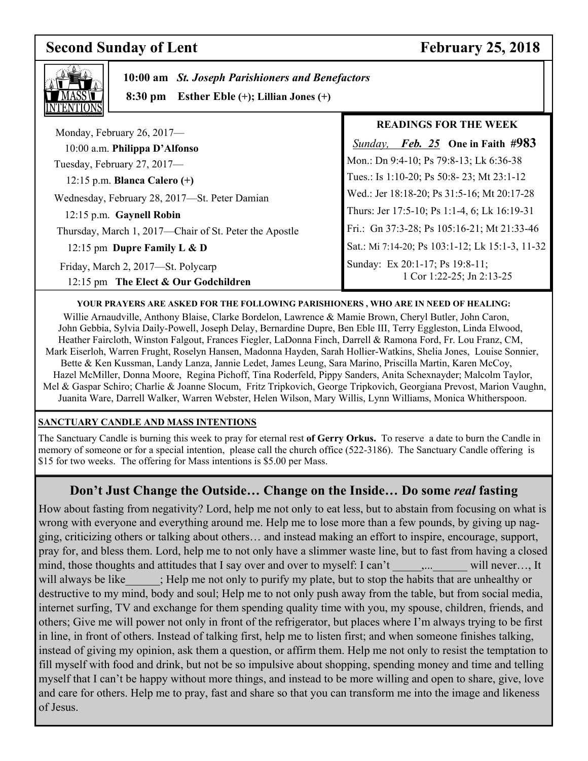## Second Sunday of Lent — February 25, 2018

**MASS INTENTIONS**

**10:00 am** ***St. Joseph Parishioners and Benefactors***

**8:30 pm** **Esther Eble (+); Lillian Jones (+)**

Monday, February 26, 2017—
10:00 a.m. **Philippa D'Alfonso**

Tuesday, February 27, 2017—
12:15 p.m. **Blanca Calero (+)**

Wednesday, February 28, 2017—St. Peter Damian
12:15 p.m. **Gaynell Robin**

Thursday, March 1, 2017—Chair of St. Peter the Apostle
12:15 pm **Dupre Family L & D**

Friday, March 2, 2017—St. Polycarp
12:15 pm **The Elect & Our Godchildren**

**READINGS FOR THE WEEK**

*Sunday,* ***Feb. 25*** **One in Faith #983**

Mon.: Dn 9:4-10; Ps 79:8-13; Lk 6:36-38
Tues.: Is 1:10-20; Ps 50:8- 23; Mt 23:1-12
Wed.: Jer 18:18-20; Ps 31:5-16; Mt 20:17-28
Thurs: Jer 17:5-10; Ps 1:1-4, 6; Lk 16:19-31
Fri.: Gn 37:3-28; Ps 105:16-21; Mt 21:33-46
Sat.: Mi 7:14-20; Ps 103:1-12; Lk 15:1-3, 11-32
Sunday: Ex 20:1-17; Ps 19:8-11; 1 Cor 1:22-25; Jn 2:13-25

**YOUR PRAYERS ARE ASKED FOR THE FOLLOWING PARISHIONERS , WHO ARE IN NEED OF HEALING:**

Willie Arnaudville, Anthony Blaise, Clarke Bordelon, Lawrence & Mamie Brown, Cheryl Butler, John Caron, John Gebbia, Sylvia Daily-Powell, Joseph Delay, Bernardine Dupre, Ben Eble III, Terry Eggleston, Linda Elwood, Heather Faircloth, Winston Falgout, Frances Fiegler, LaDonna Finch, Darrell & Ramona Ford, Fr. Lou Franz, CM, Mark Eiserloh, Warren Frught, Roselyn Hansen, Madonna Hayden, Sarah Hollier-Watkins, Shelia Jones, Louise Sonnier, Bette & Ken Kussman, Landy Lanza, Jannie Ledet, James Leung, Sara Marino, Priscilla Martin, Karen McCoy, Hazel McMiller, Donna Moore, Regina Pichoff, Tina Roderfeld, Pippy Sanders, Anita Schexnayder; Malcolm Taylor, Mel & Gaspar Schiro; Charlie & Joanne Slocum, Fritz Tripkovich, George Tripkovich, Georgiana Prevost, Marion Vaughn, Juanita Ware, Darrell Walker, Warren Webster, Helen Wilson, Mary Willis, Lynn Williams, Monica Whitherspoon.

**SANCTUARY CANDLE AND MASS INTENTIONS**

The Sanctuary Candle is burning this week to pray for eternal rest **of Gerry Orkus.** To reserve a date to burn the Candle in memory of someone or for a special intention, please call the church office (522-3186). The Sanctuary Candle offering is $15 for two weeks. The offering for Mass intentions is $5.00 per Mass.

## Don't Just Change the Outside… Change on the Inside… Do some *real* fasting

How about fasting from negativity? Lord, help me not only to eat less, but to abstain from focusing on what is wrong with everyone and everything around me. Help me to lose more than a few pounds, by giving up nagging, criticizing others or talking about others… and instead making an effort to inspire, encourage, support, pray for, and bless them. Lord, help me to not only have a slimmer waste line, but to fast from having a closed mind, those thoughts and attitudes that I say over and over to myself: I can't _____,...______ will never…, It will always be like______; Help me not only to purify my plate, but to stop the habits that are unhealthy or destructive to my mind, body and soul; Help me to not only push away from the table, but from social media, internet surfing, TV and exchange for them spending quality time with you, my spouse, children, friends, and others; Give me will power not only in front of the refrigerator, but places where I'm always trying to be first in line, in front of others. Instead of talking first, help me to listen first; and when someone finishes talking, instead of giving my opinion, ask them a question, or affirm them. Help me not only to resist the temptation to fill myself with food and drink, but not be so impulsive about shopping, spending money and time and telling myself that I can't be happy without more things, and instead to be more willing and open to share, give, love and care for others. Help me to pray, fast and share so that you can transform me into the image and likeness of Jesus.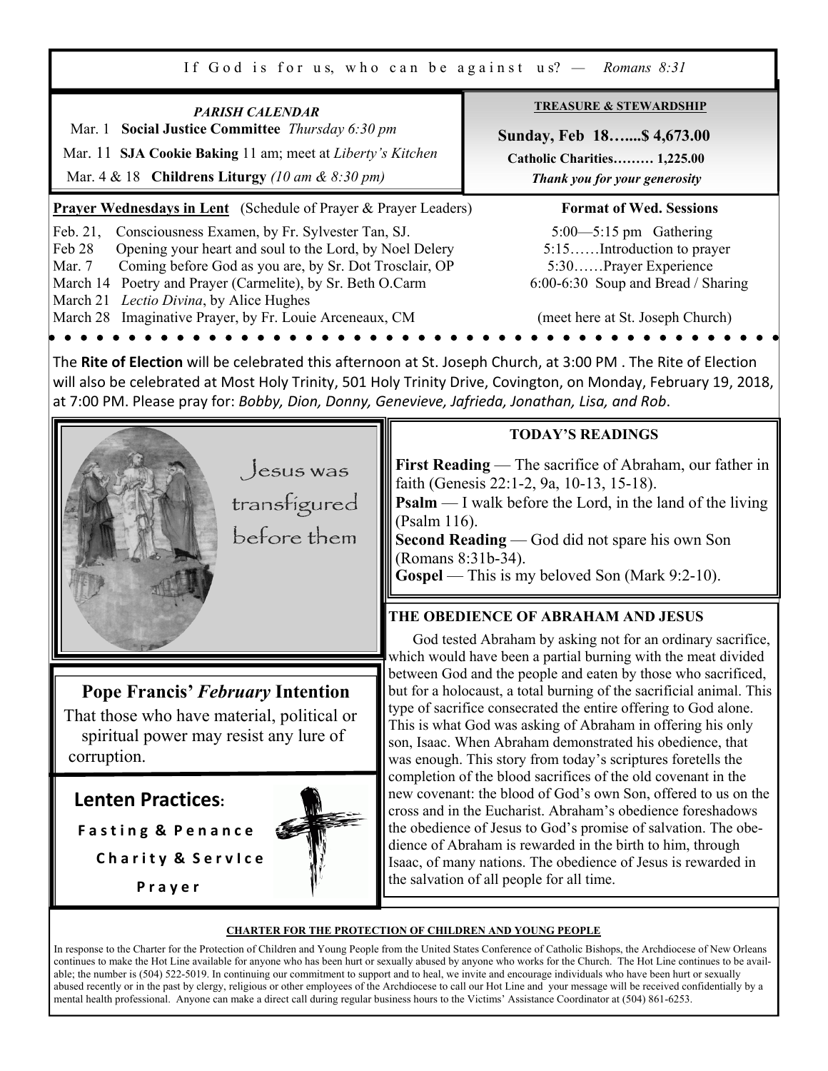If God is for us, who can be against us? — *Romans 8:31*

*PARISH CALENDAR*

Mar. 1 **Social Justice Committee** *Thursday 6:30 pm*

Mar. 11 **SJA Cookie Baking** 11 am; meet at *Liberty's Kitchen*

Mar. 4 & 18 **Childrens Liturgy** *(10 am & 8:30 pm)*

**TREASURE & STEWARDSHIP**

**Sunday, Feb 18…....$ 4,673.00**

**Catholic Charities……… 1,225.00**

***Thank you for your generosity***

**Prayer Wednesdays in Lent** (Schedule of Prayer & Prayer Leaders)

Feb. 21, Consciousness Examen, by Fr. Sylvester Tan, SJ.
Feb 28 Opening your heart and soul to the Lord, by Noel Delery
Mar. 7 Coming before God as you are, by Sr. Dot Trosclair, OP
March 14 Poetry and Prayer (Carmelite), by Sr. Beth O.Carm
March 21 *Lectio Divina*, by Alice Hughes
March 28 Imaginative Prayer, by Fr. Louie Arceneaux, CM

**Format of Wed. Sessions**

5:00—5:15 pm Gathering
5:15……Introduction to prayer
5:30……Prayer Experience
6:00-6:30 Soup and Bread / Sharing

(meet here at St. Joseph Church)

The **Rite of Election** will be celebrated this afternoon at St. Joseph Church, at 3:00 PM . The Rite of Election will also be celebrated at Most Holy Trinity, 501 Holy Trinity Drive, Covington, on Monday, February 19, 2018, at 7:00 PM. Please pray for: *Bobby, Dion, Donny, Genevieve, Jafrieda, Jonathan, Lisa, and Rob*.

Jesus was transfigured before them

**TODAY'S READINGS**

**First Reading** — The sacrifice of Abraham, our father in faith (Genesis 22:1-2, 9a, 10-13, 15-18).
**Psalm** — I walk before the Lord, in the land of the living (Psalm 116).
**Second Reading** — God did not spare his own Son (Romans 8:31b-34).
**Gospel** — This is my beloved Son (Mark 9:2-10).

**THE OBEDIENCE OF ABRAHAM AND JESUS**

God tested Abraham by asking not for an ordinary sacrifice, which would have been a partial burning with the meat divided between God and the people and eaten by those who sacrificed, but for a holocaust, a total burning of the sacrificial animal. This type of sacrifice consecrated the entire offering to God alone. This is what God was asking of Abraham in offering his only son, Isaac. When Abraham demonstrated his obedience, that was enough. This story from today's scriptures foretells the completion of the blood sacrifices of the old covenant in the new covenant: the blood of God's own Son, offered to us on the cross and in the Eucharist. Abraham's obedience foreshadows the obedience of Jesus to God's promise of salvation. The obedience of Abraham is rewarded in the birth to him, through Isaac, of many nations. The obedience of Jesus is rewarded in the salvation of all people for all time.

**Pope Francis' *February* Intention**

That those who have material, political or spiritual power may resist any lure of corruption.

**Lenten Practices:**

**Fasting & Penance**
**Charity & Service**
**Prayer**

**CHARTER FOR THE PROTECTION OF CHILDREN AND YOUNG PEOPLE**

In response to the Charter for the Protection of Children and Young People from the United States Conference of Catholic Bishops, the Archdiocese of New Orleans continues to make the Hot Line available for anyone who has been hurt or sexually abused by anyone who works for the Church. The Hot Line continues to be available; the number is (504) 522-5019. In continuing our commitment to support and to heal, we invite and encourage individuals who have been hurt or sexually abused recently or in the past by clergy, religious or other employees of the Archdiocese to call our Hot Line and your message will be received confidentially by a mental health professional. Anyone can make a direct call during regular business hours to the Victims' Assistance Coordinator at (504) 861-6253.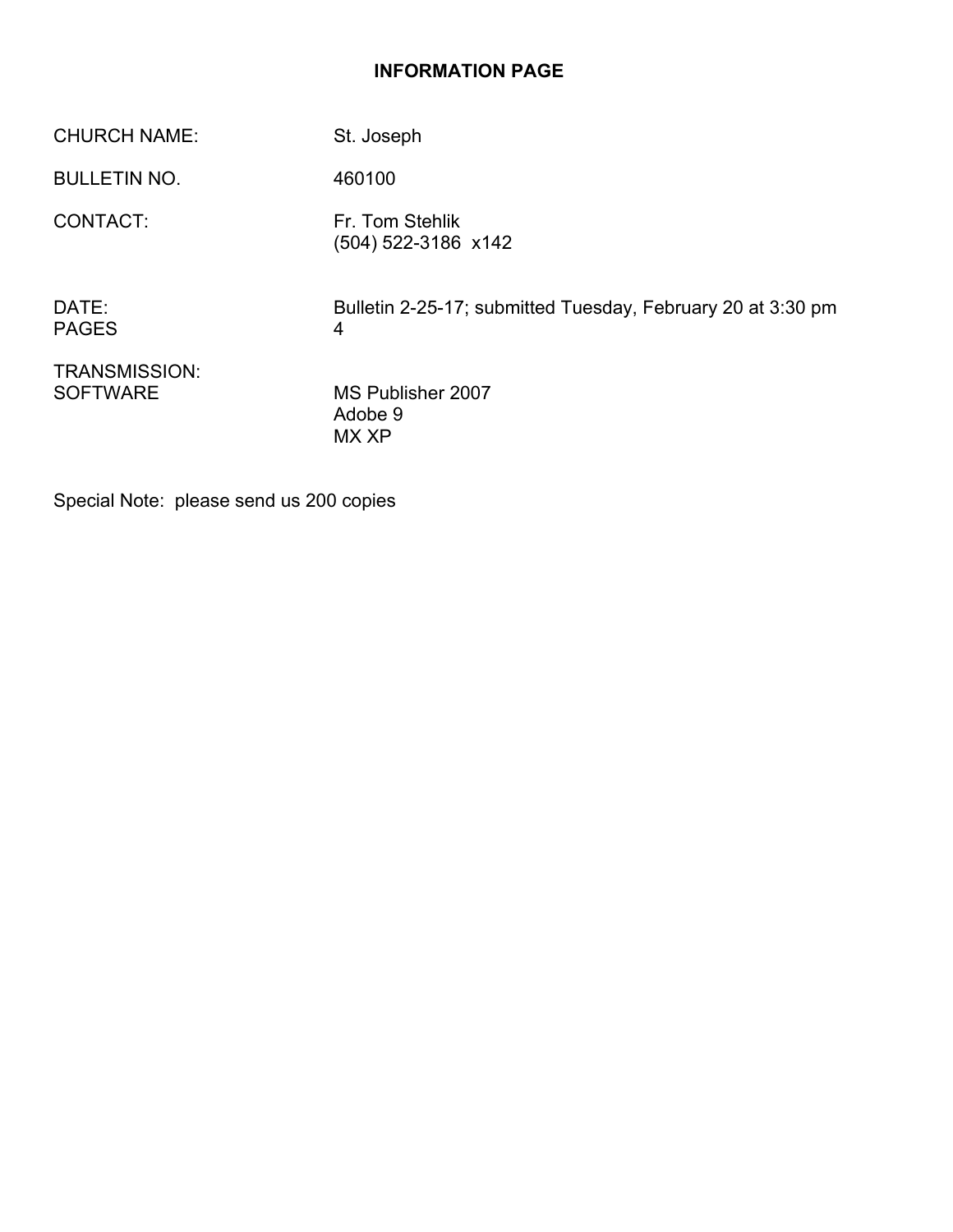# INFORMATION PAGE

| | |
|---|---|
| CHURCH NAME: | St. Joseph |
| BULLETIN NO. | 460100 |
| CONTACT: | Fr. Tom Stehlik<br>(504) 522-3186 x142 |
| DATE: | Bulletin 2-25-17; submitted Tuesday, February 20 at 3:30 pm |
| PAGES | 4 |
| TRANSMISSION: | |
| SOFTWARE | MS Publisher 2007<br>Adobe 9<br>MX XP |

Special Note: please send us 200 copies